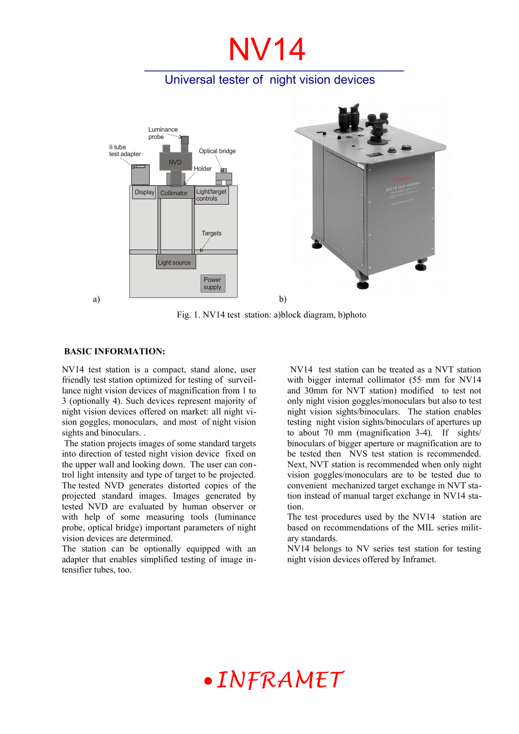# NV14

## Universal tester of night vision devices

a) b)

Fig. 1. NV14 test station: a)block diagram, b)photo

**BASIC INFORMATION:**

NV14 test station is a compact, stand alone, user friendly test station optimized for testing of surveillance night vision devices of magnification from 1 to 3 (optionally 4). Such devices represent majority of night vision devices offered on market: all night vision goggles, monoculars, and most of night vision sights and binoculars. .

The station projects images of some standard targets into direction of tested night vision device fixed on the upper wall and looking down. The user can control light intensity and type of target to be projected. The tested NVD generates distorted copies of the projected standard images. Images generated by tested NVD are evaluated by human observer or with help of some measuring tools (luminance probe, optical bridge) important parameters of night vision devices are determined.

The station can be optionally equipped with an adapter that enables simplified testing of image intensifier tubes, too.

NV14 test station can be treated as a NVT station with bigger internal collimator (55 mm for NV14 and 30mm for NVT station) modified to test not only night vision goggles/monoculars but also to test night vision sights/binoculars. The station enables testing night vision sights/binoculars of apertures up to about 70 mm (magnification 3-4). If sights/binoculars of bigger aperture or magnification are to be tested then NVS test station is recommended. Next, NVT station is recommended when only night vision goggles/monoculars are to be tested due to convenient mechanized target exchange in NVT station instead of manual target exchange in NV14 station.

The test procedures used by the NV14 station are based on recommendations of the MIL series military standards.

NV14 belongs to NV series test station for testing night vision devices offered by Inframet.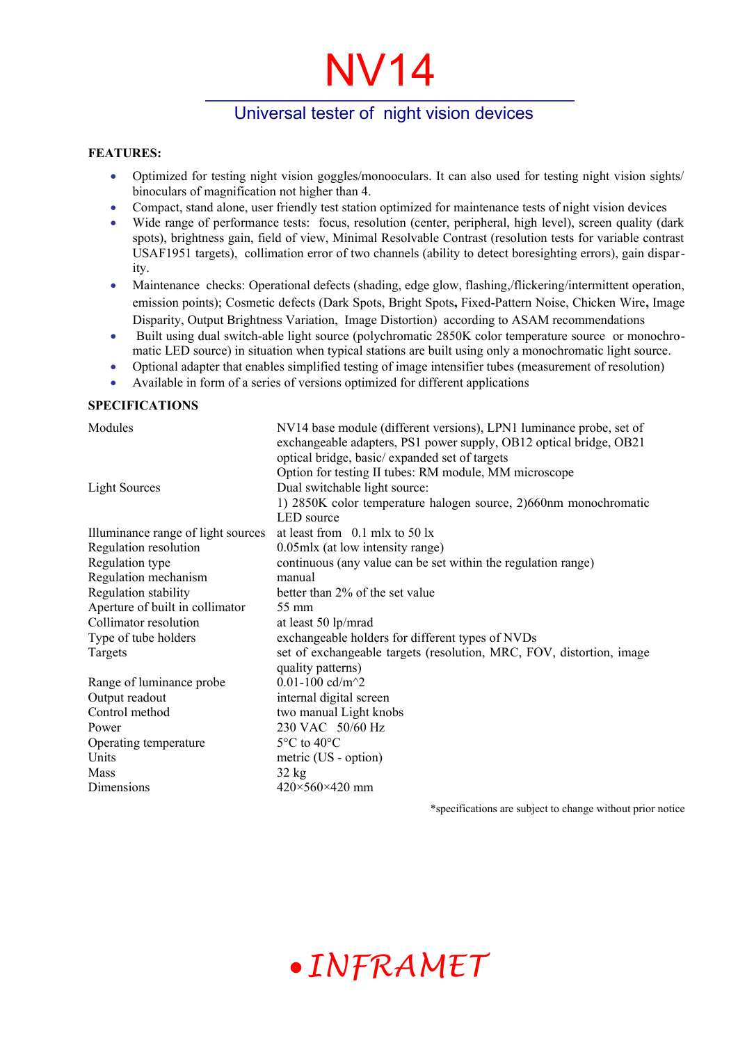# NV14

## Universal tester of night vision devices

**FEATURES:**

- Optimized for testing night vision goggles/monooculars. It can also used for testing night vision sights/ binoculars of magnification not higher than 4.
- Compact, stand alone, user friendly test station optimized for maintenance tests of night vision devices
- Wide range of performance tests: focus, resolution (center, peripheral, high level), screen quality (dark spots), brightness gain, field of view, Minimal Resolvable Contrast (resolution tests for variable contrast USAF1951 targets), collimation error of two channels (ability to detect boresighting errors), gain disparity.
- Maintenance checks: Operational defects (shading, edge glow, flashing,/flickering/intermittent operation, emission points); Cosmetic defects (Dark Spots, Bright Spots**,** Fixed-Pattern Noise, Chicken Wire**,** Image Disparity, Output Brightness Variation, Image Distortion) according to ASAM recommendations
- Built using dual switch-able light source (polychromatic 2850K color temperature source or monochromatic LED source) in situation when typical stations are built using only a monochromatic light source.
- Optional adapter that enables simplified testing of image intensifier tubes (measurement of resolution)
- Available in form of a series of versions optimized for different applications

**SPECIFICATIONS**

| | |
|---|---|
| Modules | NV14 base module (different versions), LPN1 luminance probe, set of exchangeable adapters, PS1 power supply, OB12 optical bridge, OB21 optical bridge, basic/ expanded set of targets<br>Option for testing II tubes: RM module, MM microscope |
| Light Sources | Dual switchable light source:<br>1) 2850K color temperature halogen source, 2)660nm monochromatic LED source |
| Illuminance range of light sources | at least from 0.1 mlx to 50 lx |
| Regulation resolution | 0.05mlx (at low intensity range) |
| Regulation type | continuous (any value can be set within the regulation range) |
| Regulation mechanism | manual |
| Regulation stability | better than 2% of the set value |
| Aperture of built in collimator | 55 mm |
| Collimator resolution | at least 50 lp/mrad |
| Type of tube holders | exchangeable holders for different types of NVDs |
| Targets | set of exchangeable targets (resolution, MRC, FOV, distortion, image quality patterns) |
| Range of luminance probe | 0.01-100 cd/m^2 |
| Output readout | internal digital screen |
| Control method | two manual Light knobs |
| Power | 230 VAC 50/60 Hz |
| Operating temperature | 5°C to 40°C |
| Units | metric (US - option) |
| Mass | 32 kg |
| Dimensions | 420×560×420 mm |

*specifications are subject to change without prior notice

INFRAMET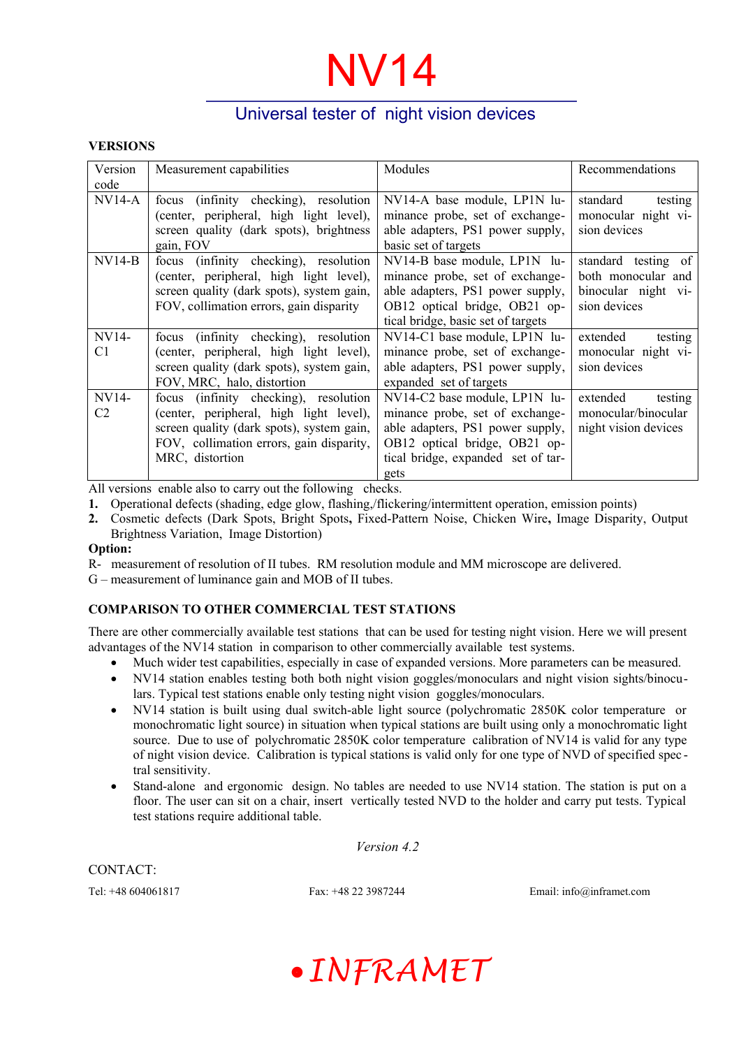# NV14

## Universal tester of night vision devices

**VERSIONS**

| Version code | Measurement capabilities | Modules | Recommendations |
|---|---|---|---|
| NV14-A | focus (infinity checking), resolution (center, peripheral, high light level), screen quality (dark spots), brightness gain, FOV | NV14-A base module, LP1N luminance probe, set of exchangeable adapters, PS1 power supply, basic set of targets | standard testing monocular night vision devices |
| NV14-B | focus (infinity checking), resolution (center, peripheral, high light level), screen quality (dark spots), system gain, FOV, collimation errors, gain disparity | NV14-B base module, LP1N luminance probe, set of exchangeable adapters, PS1 power supply, OB12 optical bridge, OB21 optical bridge, basic set of targets | standard testing of both monocular and binocular night vision devices |
| NV14-C1 | focus (infinity checking), resolution (center, peripheral, high light level), screen quality (dark spots), system gain, FOV, MRC, halo, distortion | NV14-C1 base module, LP1N luminance probe, set of exchangeable adapters, PS1 power supply, expanded set of targets | extended testing monocular night vision devices |
| NV14-C2 | focus (infinity checking), resolution (center, peripheral, high light level), screen quality (dark spots), system gain, FOV, collimation errors, gain disparity, MRC, distortion | NV14-C2 base module, LP1N luminance probe, set of exchangeable adapters, PS1 power supply, OB12 optical bridge, OB21 optical bridge, expanded set of targets | extended testing monocular/binocular night vision devices |

All versions enable also to carry out the following checks.

1. Operational defects (shading, edge glow, flashing,/flickering/intermittent operation, emission points)
2. Cosmetic defects (Dark Spots, Bright Spots, Fixed-Pattern Noise, Chicken Wire, Image Disparity, Output Brightness Variation, Image Distortion)

**Option:**

R- measurement of resolution of II tubes. RM resolution module and MM microscope are delivered.

G – measurement of luminance gain and MOB of II tubes.

**COMPARISON TO OTHER COMMERCIAL TEST STATIONS**

There are other commercially available test stations that can be used for testing night vision. Here we will present advantages of the NV14 station in comparison to other commercially available test systems.

- Much wider test capabilities, especially in case of expanded versions. More parameters can be measured.
- NV14 station enables testing both both night vision goggles/monoculars and night vision sights/binoculars. Typical test stations enable only testing night vision goggles/monoculars.
- NV14 station is built using dual switch-able light source (polychromatic 2850K color temperature or monochromatic light source) in situation when typical stations are built using only a monochromatic light source. Due to use of polychromatic 2850K color temperature calibration of NV14 is valid for any type of night vision device. Calibration is typical stations is valid only for one type of NVD of specified spectral sensitivity.
- Stand-alone and ergonomic design. No tables are needed to use NV14 station. The station is put on a floor. The user can sit on a chair, insert vertically tested NVD to the holder and carry put tests. Typical test stations require additional table.

*Version 4.2*

CONTACT:

Tel: +48 604061817 Fax: +48 22 3987244 Email: info@inframet.com

• *INFRAMET*